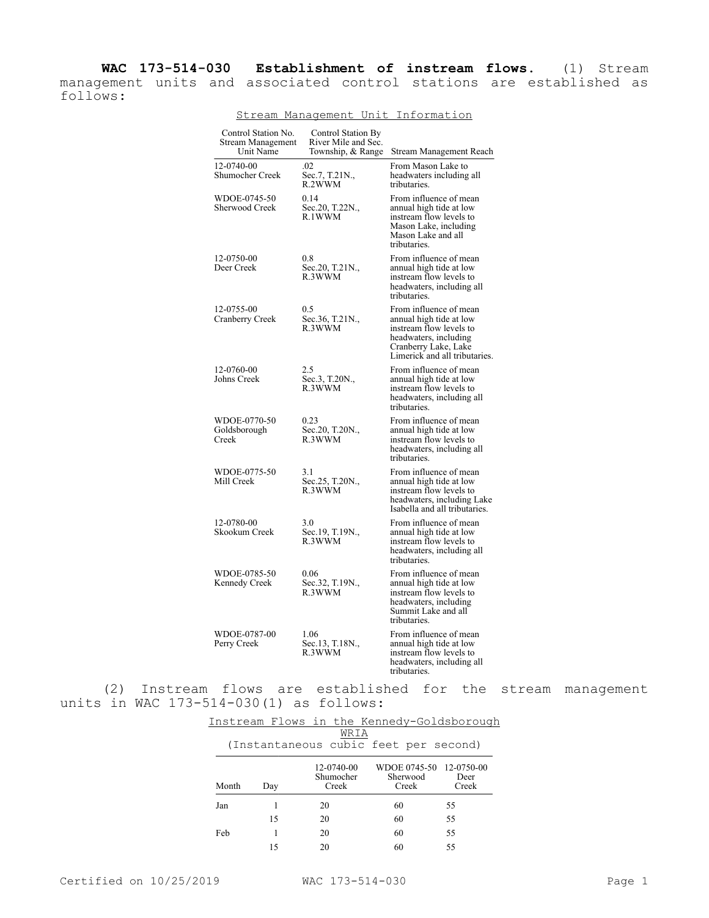**WAC 173-514-030 Establishment of instream flows.** (1) Stream management units and associated control stations are established as follows:

Stream Management Unit Information

| Control Station No. Stream Management Unit Name | Control Station By River Mile and Sec. Township, & Range | Stream Management Reach |
|---|---|---|
| 12-0740-00 Shumocher Creek | .02 Sec.7, T.21N., R.2WWM | From Mason Lake to headwaters including all tributaries. |
| WDOE-0745-50 Sherwood Creek | 0.14 Sec.20, T.22N., R.1WWM | From influence of mean annual high tide at low instream flow levels to Mason Lake, including Mason Lake and all tributaries. |
| 12-0750-00 Deer Creek | 0.8 Sec.20, T.21N., R.3WWM | From influence of mean annual high tide at low instream flow levels to headwaters, including all tributaries. |
| 12-0755-00 Cranberry Creek | 0.5 Sec.36, T.21N., R.3WWM | From influence of mean annual high tide at low instream flow levels to headwaters, including Cranberry Lake, Lake Limerick and all tributaries. |
| 12-0760-00 Johns Creek | 2.5 Sec.3, T.20N., R.3WWM | From influence of mean annual high tide at low instream flow levels to headwaters, including all tributaries. |
| WDOE-0770-50 Goldsborough Creek | 0.23 Sec.20, T.20N., R.3WWM | From influence of mean annual high tide at low instream flow levels to headwaters, including all tributaries. |
| WDOE-0775-50 Mill Creek | 3.1 Sec.25, T.20N., R.3WWM | From influence of mean annual high tide at low instream flow levels to headwaters, including Lake Isabella and all tributaries. |
| 12-0780-00 Skookum Creek | 3.0 Sec.19, T.19N., R.3WWM | From influence of mean annual high tide at low instream flow levels to headwaters, including all tributaries. |
| WDOE-0785-50 Kennedy Creek | 0.06 Sec.32, T.19N., R.3WWM | From influence of mean annual high tide at low instream flow levels to headwaters, including Summit Lake and all tributaries. |
| WDOE-0787-00 Perry Creek | 1.06 Sec.13, T.18N., R.3WWM | From influence of mean annual high tide at low instream flow levels to headwaters, including all tributaries. |

(2) Instream flows are established for the stream management units in WAC 173-514-030(1) as follows:

Instream Flows in the Kennedy-Goldsborough WRIA
(Instantaneous cubic feet per second)

| Month | Day | 12-0740-00 Shumocher Creek | WDOE 0745-50 Sherwood Creek | 12-0750-00 Deer Creek |
|---|---|---|---|---|
| Jan | 1 | 20 | 60 | 55 |
| | 15 | 20 | 60 | 55 |
| Feb | 1 | 20 | 60 | 55 |
| | 15 | 20 | 60 | 55 |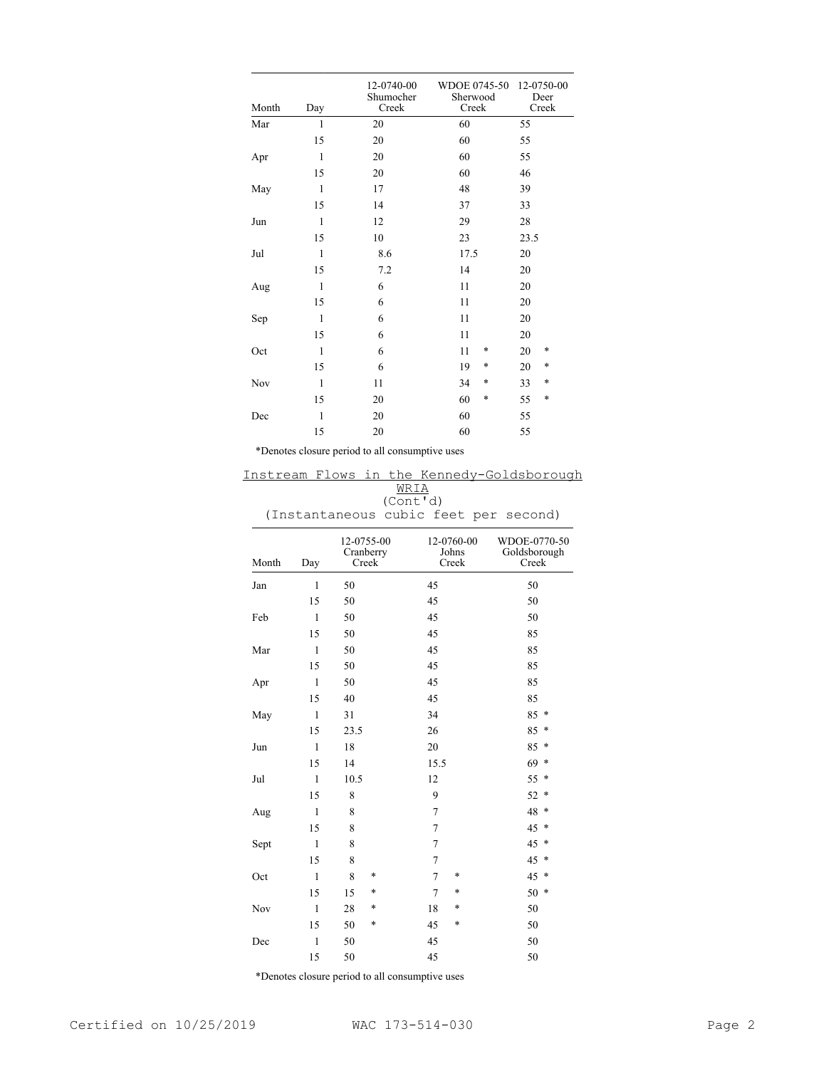| Month | Day | 12-0740-00 Shumocher Creek | WDOE 0745-50 Sherwood Creek | 12-0750-00 Deer Creek |
|---|---|---|---|---|
| Mar | 1 | 20 | 60 | 55 |
| | 15 | 20 | 60 | 55 |
| Apr | 1 | 20 | 60 | 55 |
| | 15 | 20 | 60 | 46 |
| May | 1 | 17 | 48 | 39 |
| | 15 | 14 | 37 | 33 |
| Jun | 1 | 12 | 29 | 28 |
| | 15 | 10 | 23 | 23.5 |
| Jul | 1 | 8.6 | 17.5 | 20 |
| | 15 | 7.2 | 14 | 20 |
| Aug | 1 | 6 | 11 | 20 |
| | 15 | 6 | 11 | 20 |
| Sep | 1 | 6 | 11 | 20 |
| | 15 | 6 | 11 | 20 |
| Oct | 1 | 6 | 11 * | 20 * |
| | 15 | 6 | 19 * | 20 * |
| Nov | 1 | 11 | 34 * | 33 * |
| | 15 | 20 | 60 * | 55 * |
| Dec | 1 | 20 | 60 | 55 |
| | 15 | 20 | 60 | 55 |

*Denotes closure period to all consumptive uses

<u>Instream Flows in the Kennedy-Goldsborough WRIA</u>
(Cont'd)
(Instantaneous cubic feet per second)

| Month | Day | 12-0755-00 Cranberry Creek | 12-0760-00 Johns Creek | WDOE-0770-50 Goldsborough Creek |
|---|---|---|---|---|
| Jan | 1 | 50 | 45 | 50 |
| | 15 | 50 | 45 | 50 |
| Feb | 1 | 50 | 45 | 50 |
| | 15 | 50 | 45 | 85 |
| Mar | 1 | 50 | 45 | 85 |
| | 15 | 50 | 45 | 85 |
| Apr | 1 | 50 | 45 | 85 |
| | 15 | 40 | 45 | 85 |
| May | 1 | 31 | 34 | 85 * |
| | 15 | 23.5 | 26 | 85 * |
| Jun | 1 | 18 | 20 | 85 * |
| | 15 | 14 | 15.5 | 69 * |
| Jul | 1 | 10.5 | 12 | 55 * |
| | 15 | 8 | 9 | 52 * |
| Aug | 1 | 8 | 7 | 48 * |
| | 15 | 8 | 7 | 45 * |
| Sept | 1 | 8 | 7 | 45 * |
| | 15 | 8 | 7 | 45 * |
| Oct | 1 | 8 * | 7 * | 45 * |
| | 15 | 15 * | 7 * | 50 * |
| Nov | 1 | 28 * | 18 * | 50 |
| | 15 | 50 * | 45 * | 50 |
| Dec | 1 | 50 | 45 | 50 |
| | 15 | 50 | 45 | 50 |

*Denotes closure period to all consumptive uses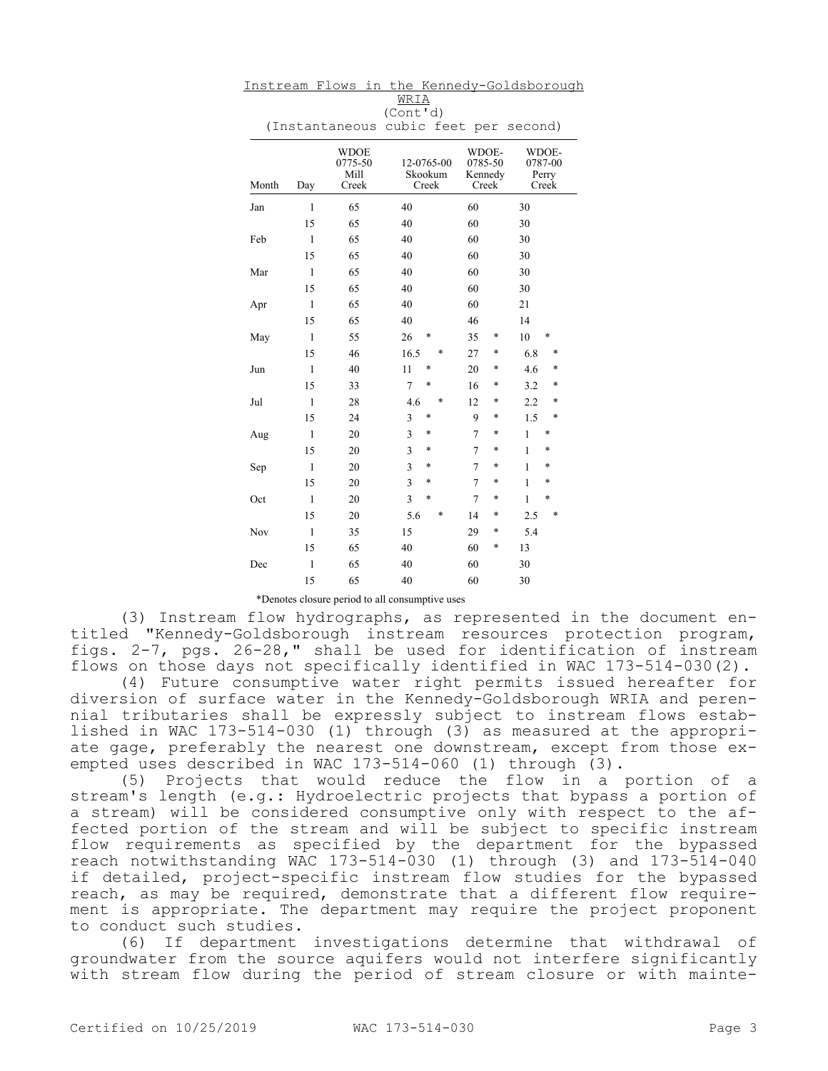Instream Flows in the Kennedy-Goldsborough WRIA
(Cont'd)
(Instantaneous cubic feet per second)

| Month | Day | WDOE 0775-50 Mill Creek | 12-0765-00 Skookum Creek | WDOE-0785-50 Kennedy Creek | WDOE-0787-00 Perry Creek |
|---|---|---|---|---|---|
| Jan | 1 | 65 | 40 | 60 | 30 |
| | 15 | 65 | 40 | 60 | 30 |
| Feb | 1 | 65 | 40 | 60 | 30 |
| | 15 | 65 | 40 | 60 | 30 |
| Mar | 1 | 65 | 40 | 60 | 30 |
| | 15 | 65 | 40 | 60 | 30 |
| Apr | 1 | 65 | 40 | 60 | 21 |
| | 15 | 65 | 40 | 46 | 14 |
| May | 1 | 55 | 26 * | 35 * | 10 * |
| | 15 | 46 | 16.5 * | 27 * | 6.8 * |
| Jun | 1 | 40 | 11 * | 20 * | 4.6 * |
| | 15 | 33 | 7 * | 16 * | 3.2 * |
| Jul | 1 | 28 | 4.6 * | 12 * | 2.2 * |
| | 15 | 24 | 3 * | 9 * | 1.5 * |
| Aug | 1 | 20 | 3 * | 7 * | 1 * |
| | 15 | 20 | 3 * | 7 * | 1 * |
| Sep | 1 | 20 | 3 * | 7 * | 1 * |
| | 15 | 20 | 3 * | 7 * | 1 * |
| Oct | 1 | 20 | 3 * | 7 * | 1 * |
| | 15 | 20 | 5.6 * | 14 * | 2.5 * |
| Nov | 1 | 35 | 15 | 29 * | 5.4 |
| | 15 | 65 | 40 | 60 * | 13 |
| Dec | 1 | 65 | 40 | 60 | 30 |
| | 15 | 65 | 40 | 60 | 30 |

*Denotes closure period to all consumptive uses

(3) Instream flow hydrographs, as represented in the document entitled "Kennedy-Goldsborough instream resources protection program, figs. 2-7, pgs. 26-28," shall be used for identification of instream flows on those days not specifically identified in WAC 173-514-030(2).

(4) Future consumptive water right permits issued hereafter for diversion of surface water in the Kennedy-Goldsborough WRIA and perennial tributaries shall be expressly subject to instream flows established in WAC 173-514-030 (1) through (3) as measured at the appropriate gage, preferably the nearest one downstream, except from those exempted uses described in WAC 173-514-060 (1) through (3).

(5) Projects that would reduce the flow in a portion of a stream's length (e.g.: Hydroelectric projects that bypass a portion of a stream) will be considered consumptive only with respect to the affected portion of the stream and will be subject to specific instream flow requirements as specified by the department for the bypassed reach notwithstanding WAC 173-514-030 (1) through (3) and 173-514-040 if detailed, project-specific instream flow studies for the bypassed reach, as may be required, demonstrate that a different flow requirement is appropriate. The department may require the project proponent to conduct such studies.

(6) If department investigations determine that withdrawal of groundwater from the source aquifers would not interfere significantly with stream flow during the period of stream closure or with mainte-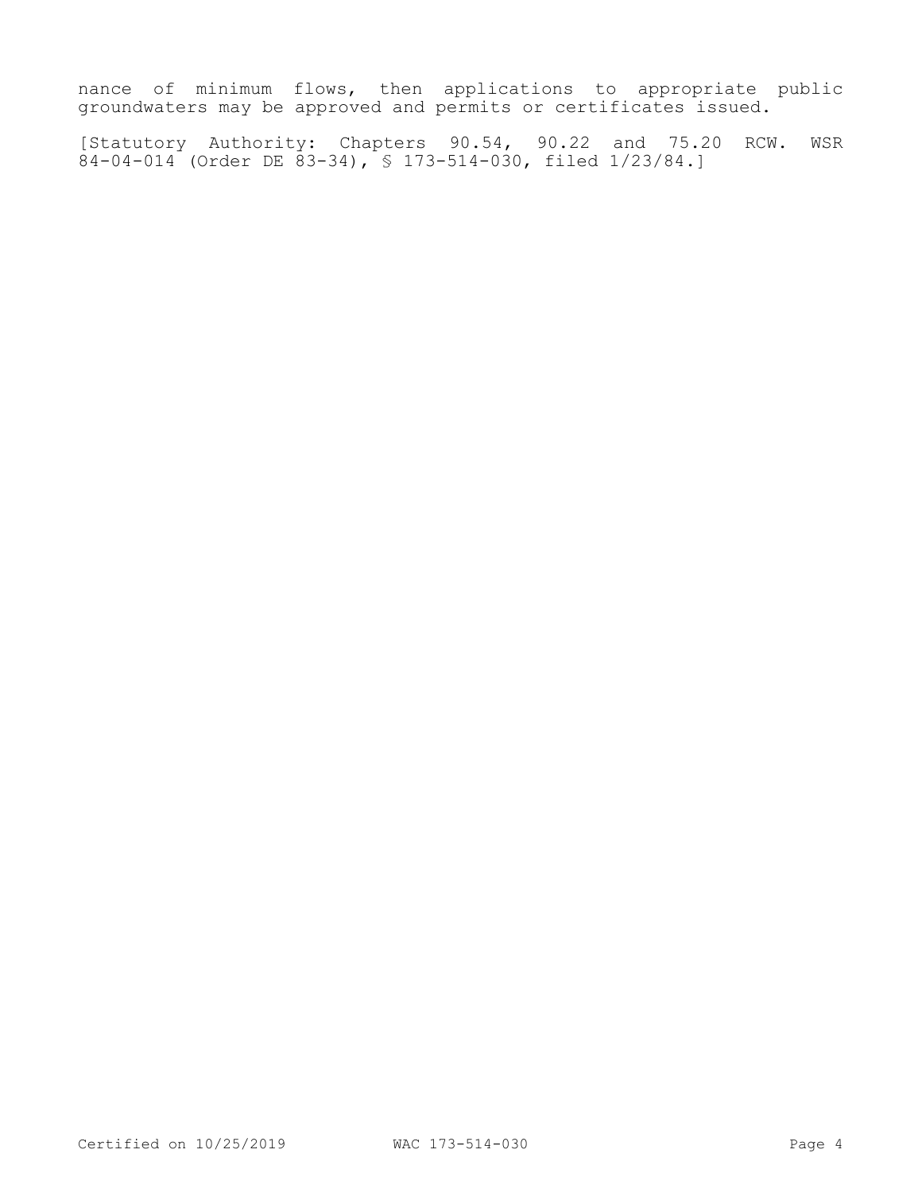nance of minimum flows, then applications to appropriate public groundwaters may be approved and permits or certificates issued.

[Statutory Authority: Chapters 90.54, 90.22 and 75.20 RCW. WSR 84-04-014 (Order DE 83-34), § 173-514-030, filed 1/23/84.]